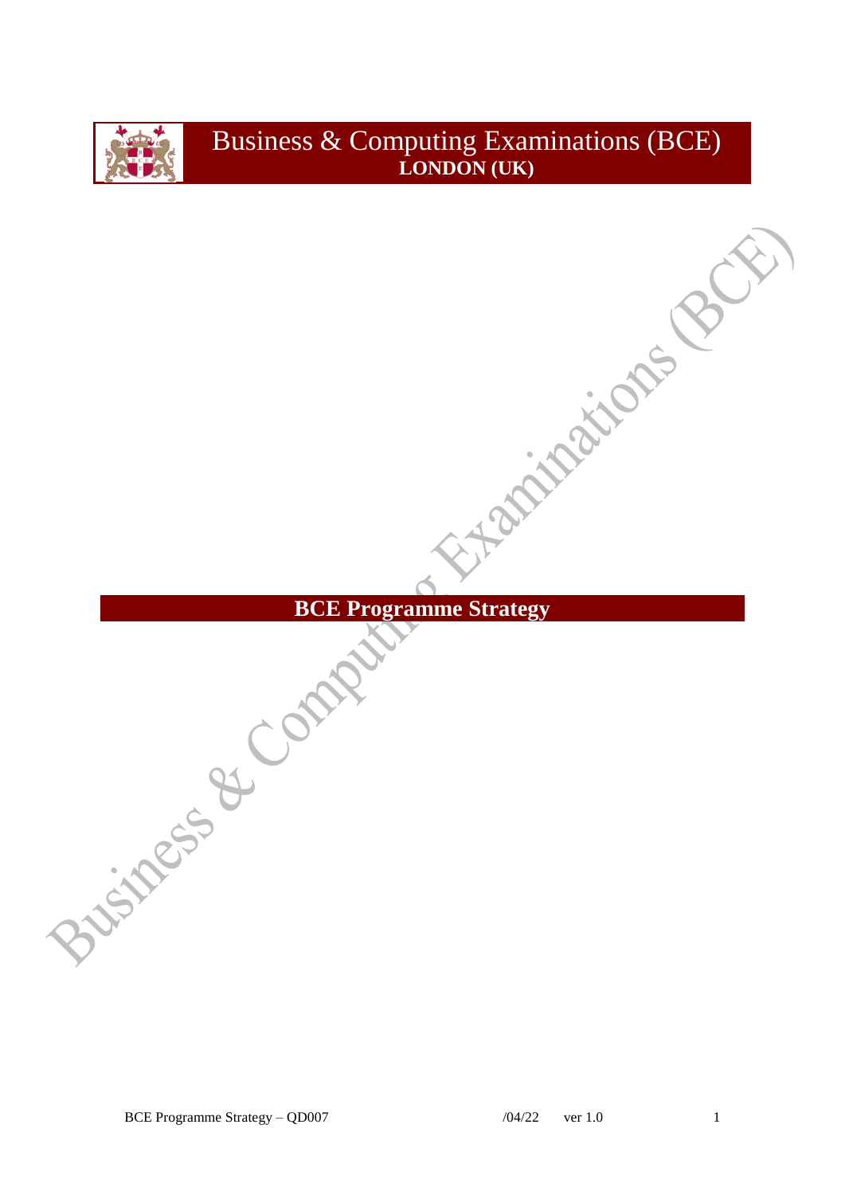# Business & Computing Examinations (BCE)

**LONDON (UK)**

## BCE Programme Strategy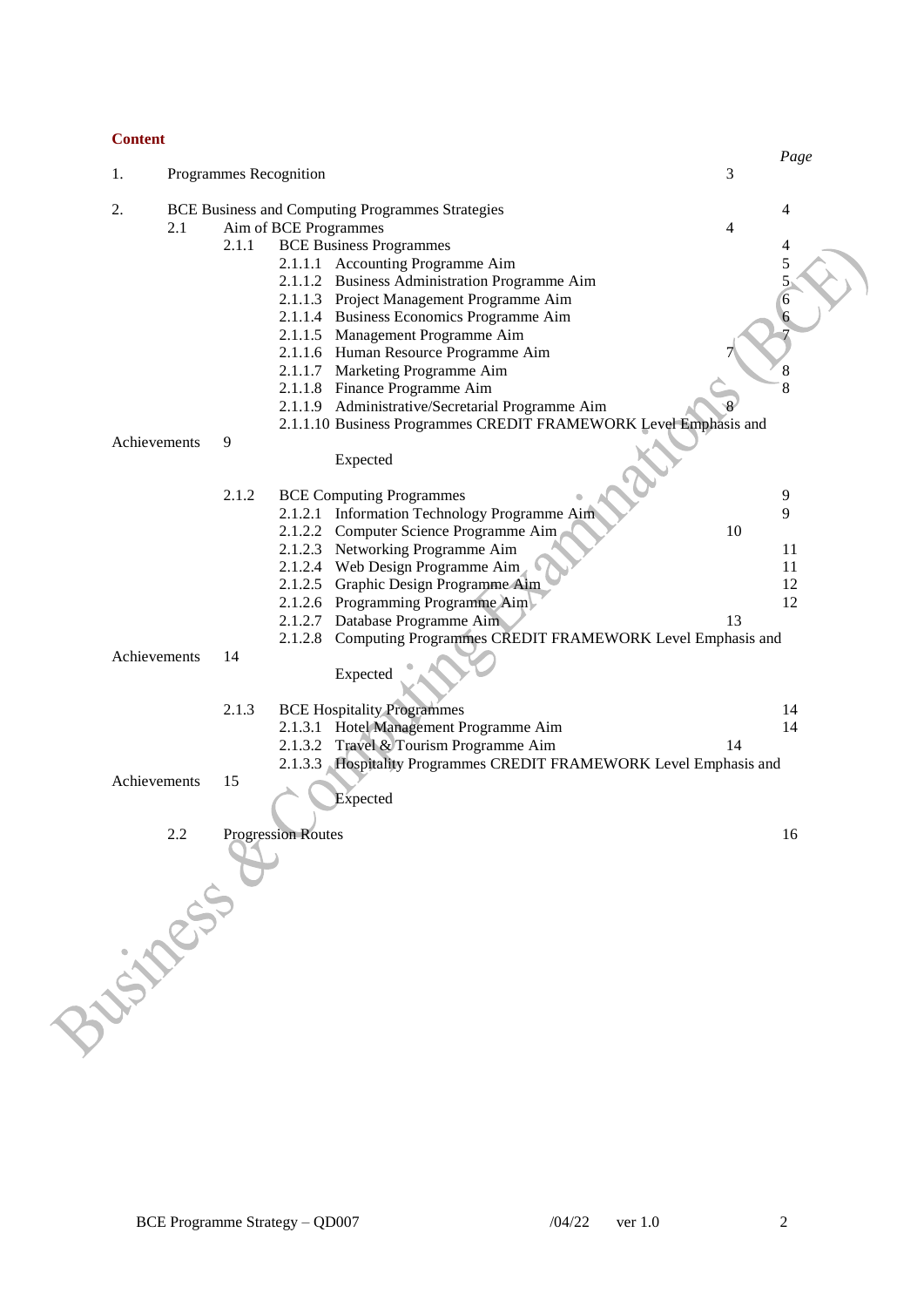**Content**

| | | | | Page |
|---|---|---|---|---|
| 1. | Programmes Recognition | | | 3 |
| 2. | BCE Business and Computing Programmes Strategies | | | 4 |
| | 2.1 | Aim of BCE Programmes | | 4 |
| | | 2.1.1 | BCE Business Programmes | 4 |
| | | | 2.1.1.1 Accounting Programme Aim | 5 |
| | | | 2.1.1.2 Business Administration Programme Aim | 5 |
| | | | 2.1.1.3 Project Management Programme Aim | 6 |
| | | | 2.1.1.4 Business Economics Programme Aim | 6 |
| | | | 2.1.1.5 Management Programme Aim | 7 |
| | | | 2.1.1.6 Human Resource Programme Aim | 7 |
| | | | 2.1.1.7 Marketing Programme Aim | 8 |
| | | | 2.1.1.8 Finance Programme Aim | 8 |
| | | | 2.1.1.9 Administrative/Secretarial Programme Aim | 8 |
| | | | 2.1.1.10 Business Programmes CREDIT FRAMEWORK Level Emphasis and Expected Achievements | 9 |
| | | 2.1.2 | BCE Computing Programmes | 9 |
| | | | 2.1.2.1 Information Technology Programme Aim | 9 |
| | | | 2.1.2.2 Computer Science Programme Aim | 10 |
| | | | 2.1.2.3 Networking Programme Aim | 11 |
| | | | 2.1.2.4 Web Design Programme Aim | 11 |
| | | | 2.1.2.5 Graphic Design Programme Aim | 12 |
| | | | 2.1.2.6 Programming Programme Aim | 12 |
| | | | 2.1.2.7 Database Programme Aim | 13 |
| | | | 2.1.2.8 Computing Programmes CREDIT FRAMEWORK Level Emphasis and Expected Achievements | 14 |
| | | 2.1.3 | BCE Hospitality Programmes | 14 |
| | | | 2.1.3.1 Hotel Management Programme Aim | 14 |
| | | | 2.1.3.2 Travel & Tourism Programme Aim | 14 |
| | | | 2.1.3.3 Hospitality Programmes CREDIT FRAMEWORK Level Emphasis and Expected Achievements | 15 |
| | 2.2 | Progression Routes | | 16 |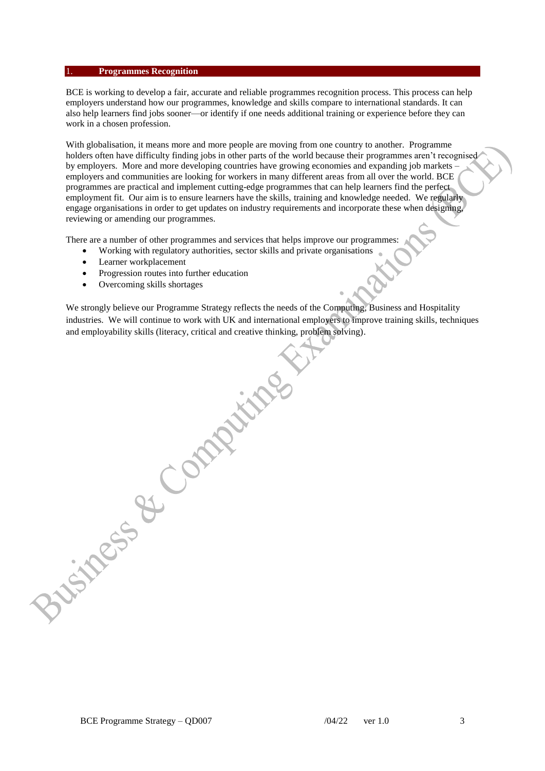## 1. Programmes Recognition

BCE is working to develop a fair, accurate and reliable programmes recognition process. This process can help employers understand how our programmes, knowledge and skills compare to international standards. It can also help learners find jobs sooner—or identify if one needs additional training or experience before they can work in a chosen profession.

With globalisation, it means more and more people are moving from one country to another. Programme holders often have difficulty finding jobs in other parts of the world because their programmes aren't recognised by employers. More and more developing countries have growing economies and expanding job markets – employers and communities are looking for workers in many different areas from all over the world. BCE programmes are practical and implement cutting-edge programmes that can help learners find the perfect employment fit. Our aim is to ensure learners have the skills, training and knowledge needed. We regularly engage organisations in order to get updates on industry requirements and incorporate these when designing, reviewing or amending our programmes.

There are a number of other programmes and services that helps improve our programmes:

- Working with regulatory authorities, sector skills and private organisations
- Learner workplacement
- Progression routes into further education
- Overcoming skills shortages

We strongly believe our Programme Strategy reflects the needs of the Computing, Business and Hospitality industries. We will continue to work with UK and international employers to improve training skills, techniques and employability skills (literacy, critical and creative thinking, problem solving).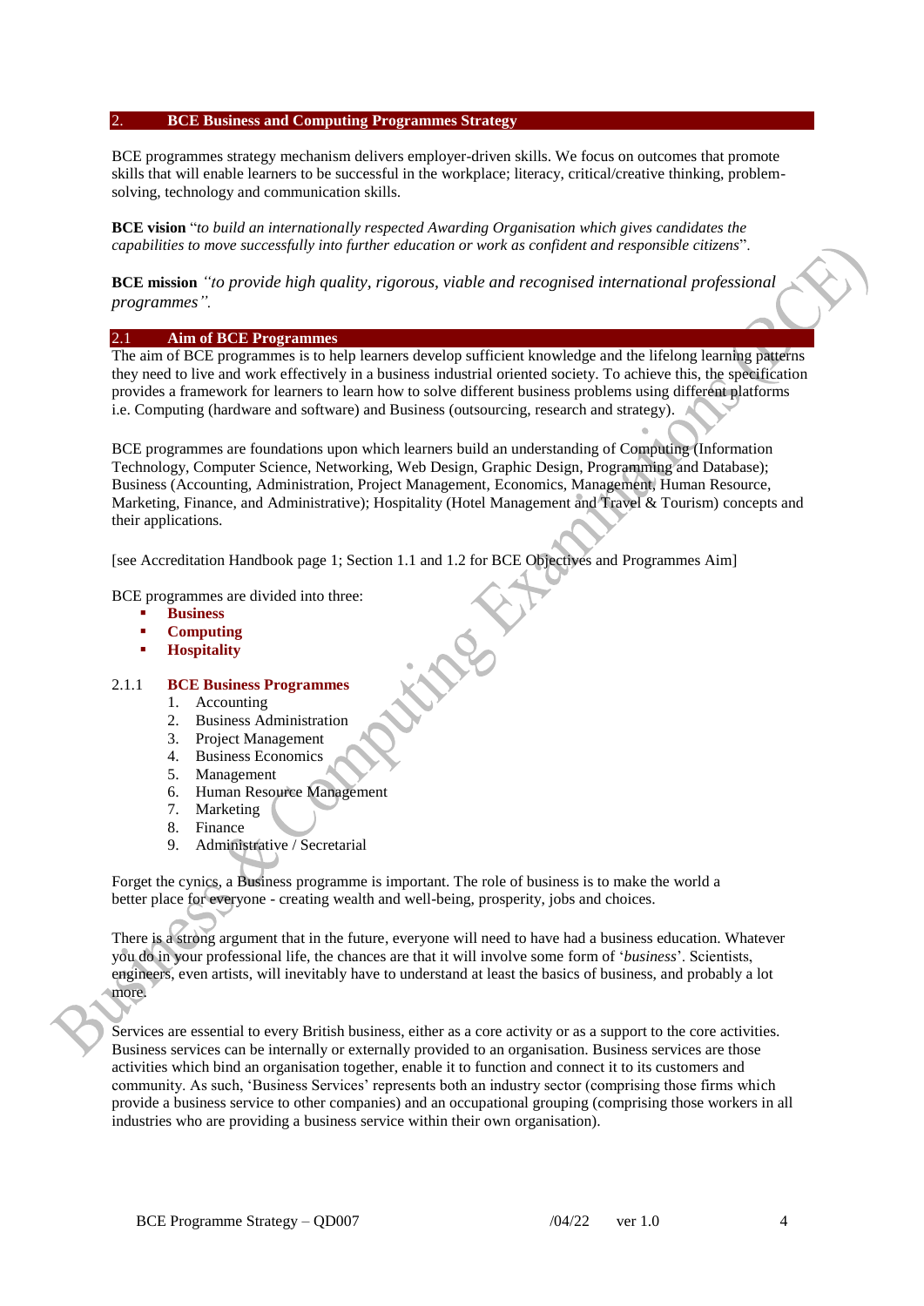## 2. BCE Business and Computing Programmes Strategy

BCE programmes strategy mechanism delivers employer-driven skills. We focus on outcomes that promote skills that will enable learners to be successful in the workplace; literacy, critical/creative thinking, problem-solving, technology and communication skills.

**BCE vision** "*to build an internationally respected Awarding Organisation which gives candidates the capabilities to move successfully into further education or work as confident and responsible citizens*".

**BCE mission** *"to provide high quality, rigorous, viable and recognised international professional programmes".*

### 2.1 Aim of BCE Programmes

The aim of BCE programmes is to help learners develop sufficient knowledge and the lifelong learning patterns they need to live and work effectively in a business industrial oriented society. To achieve this, the specification provides a framework for learners to learn how to solve different business problems using different platforms i.e. Computing (hardware and software) and Business (outsourcing, research and strategy).

BCE programmes are foundations upon which learners build an understanding of Computing (Information Technology, Computer Science, Networking, Web Design, Graphic Design, Programming and Database); Business (Accounting, Administration, Project Management, Economics, Management, Human Resource, Marketing, Finance, and Administrative); Hospitality (Hotel Management and Travel & Tourism) concepts and their applications.

[see Accreditation Handbook page 1; Section 1.1 and 1.2 for BCE Objectives and Programmes Aim]

BCE programmes are divided into three:

- **Business**
- **Computing**
- **Hospitality**

#### 2.1.1 BCE Business Programmes

1. Accounting
2. Business Administration
3. Project Management
4. Business Economics
5. Management
6. Human Resource Management
7. Marketing
8. Finance
9. Administrative / Secretarial

Forget the cynics, a Business programme is important. The role of business is to make the world a better place for everyone - creating wealth and well-being, prosperity, jobs and choices.

There is a strong argument that in the future, everyone will need to have had a business education. Whatever you do in your professional life, the chances are that it will involve some form of '*business*'. Scientists, engineers, even artists, will inevitably have to understand at least the basics of business, and probably a lot more.

Services are essential to every British business, either as a core activity or as a support to the core activities. Business services can be internally or externally provided to an organisation. Business services are those activities which bind an organisation together, enable it to function and connect it to its customers and community. As such, 'Business Services' represents both an industry sector (comprising those firms which provide a business service to other companies) and an occupational grouping (comprising those workers in all industries who are providing a business service within their own organisation).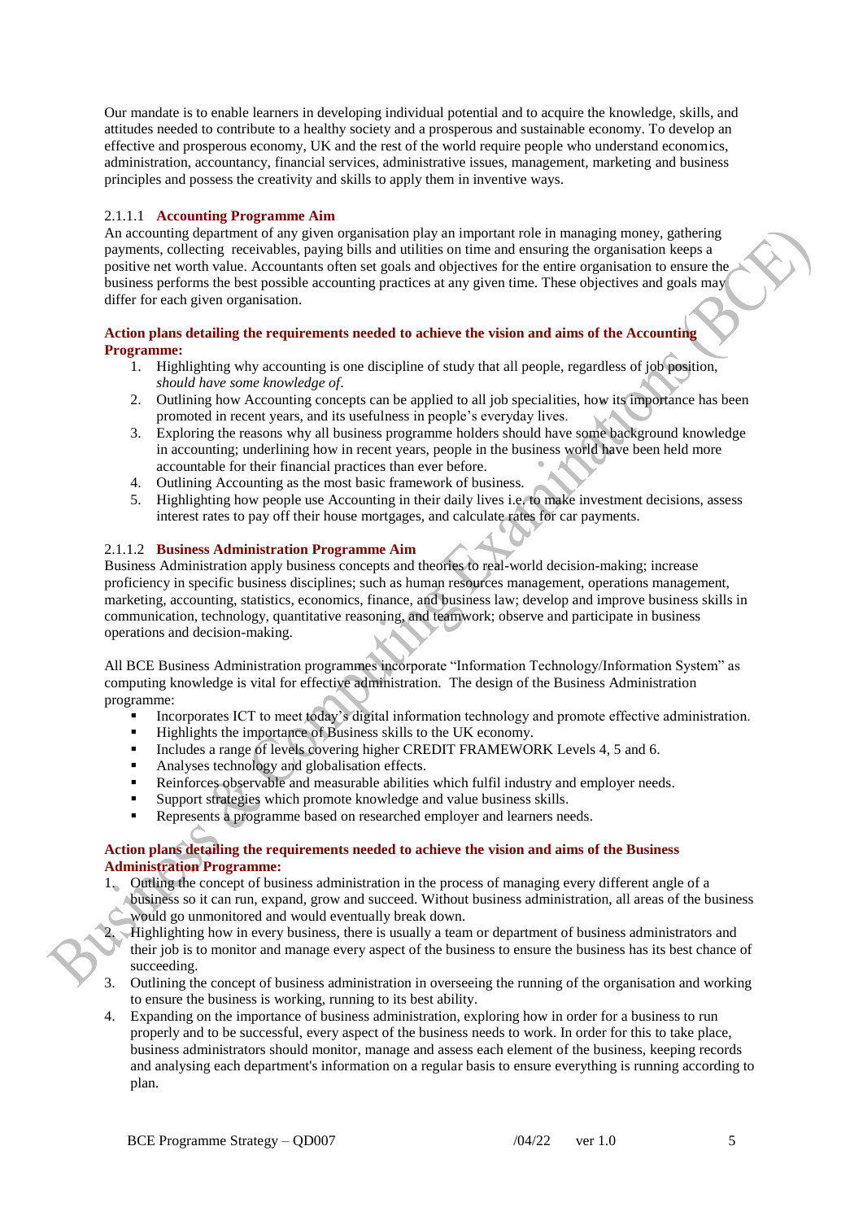Our mandate is to enable learners in developing individual potential and to acquire the knowledge, skills, and attitudes needed to contribute to a healthy society and a prosperous and sustainable economy. To develop an effective and prosperous economy, UK and the rest of the world require people who understand economics, administration, accountancy, financial services, administrative issues, management, marketing and business principles and possess the creativity and skills to apply them in inventive ways.

#### 2.1.1.1 Accounting Programme Aim

An accounting department of any given organisation play an important role in managing money, gathering payments, collecting receivables, paying bills and utilities on time and ensuring the organisation keeps a positive net worth value. Accountants often set goals and objectives for the entire organisation to ensure the business performs the best possible accounting practices at any given time. These objectives and goals may differ for each given organisation.

**Action plans detailing the requirements needed to achieve the vision and aims of the Accounting Programme:**

1. Highlighting why accounting is one discipline of study that all people, regardless of job position, *should have some knowledge of*.
2. Outlining how Accounting concepts can be applied to all job specialities, how its importance has been promoted in recent years, and its usefulness in people's everyday lives.
3. Exploring the reasons why all business programme holders should have some background knowledge in accounting; underlining how in recent years, people in the business world have been held more accountable for their financial practices than ever before.
4. Outlining Accounting as the most basic framework of business.
5. Highlighting how people use Accounting in their daily lives i.e. to make investment decisions, assess interest rates to pay off their house mortgages, and calculate rates for car payments.

#### 2.1.1.2 Business Administration Programme Aim

Business Administration apply business concepts and theories to real-world decision-making; increase proficiency in specific business disciplines; such as human resources management, operations management, marketing, accounting, statistics, economics, finance, and business law; develop and improve business skills in communication, technology, quantitative reasoning, and teamwork; observe and participate in business operations and decision-making.

All BCE Business Administration programmes incorporate "Information Technology/Information System" as computing knowledge is vital for effective administration. The design of the Business Administration programme:

- Incorporates ICT to meet today's digital information technology and promote effective administration.
- Highlights the importance of Business skills to the UK economy.
- Includes a range of levels covering higher CREDIT FRAMEWORK Levels 4, 5 and 6.
- Analyses technology and globalisation effects.
- Reinforces observable and measurable abilities which fulfil industry and employer needs.
- Support strategies which promote knowledge and value business skills.
- Represents a programme based on researched employer and learners needs.

**Action plans detailing the requirements needed to achieve the vision and aims of the Business Administration Programme:**

1. Outling the concept of business administration in the process of managing every different angle of a business so it can run, expand, grow and succeed. Without business administration, all areas of the business would go unmonitored and would eventually break down.
2. Highlighting how in every business, there is usually a team or department of business administrators and their job is to monitor and manage every aspect of the business to ensure the business has its best chance of succeeding.
3. Outlining the concept of business administration in overseeing the running of the organisation and working to ensure the business is working, running to its best ability.
4. Expanding on the importance of business administration, exploring how in order for a business to run properly and to be successful, every aspect of the business needs to work. In order for this to take place, business administrators should monitor, manage and assess each element of the business, keeping records and analysing each department's information on a regular basis to ensure everything is running according to plan.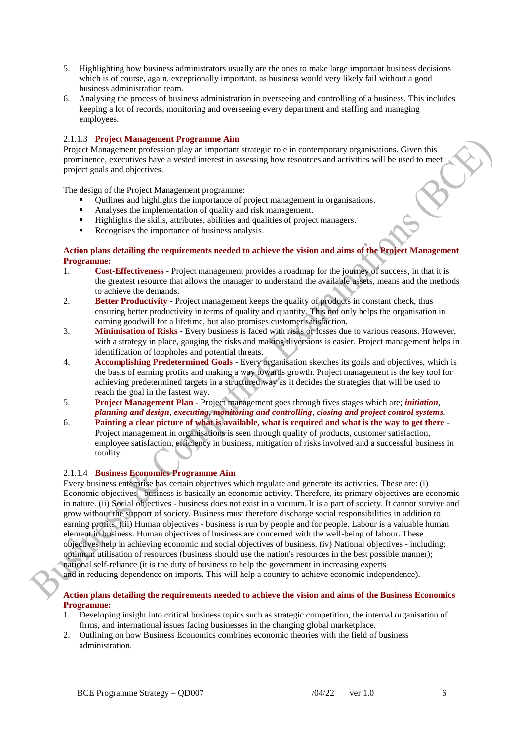5. Highlighting how business administrators usually are the ones to make large important business decisions which is of course, again, exceptionally important, as business would very likely fail without a good business administration team.
6. Analysing the process of business administration in overseeing and controlling of a business. This includes keeping a lot of records, monitoring and overseeing every department and staffing and managing employees.

#### 2.1.1.3 Project Management Programme Aim

Project Management profession play an important strategic role in contemporary organisations. Given this prominence, executives have a vested interest in assessing how resources and activities will be used to meet project goals and objectives.

The design of the Project Management programme:

- Outlines and highlights the importance of project management in organisations.
- Analyses the implementation of quality and risk management.
- Highlights the skills, attributes, abilities and qualities of project managers.
- Recognises the importance of business analysis.

**Action plans detailing the requirements needed to achieve the vision and aims of the Project Management Programme:**

1. **Cost-Effectiveness** - Project management provides a roadmap for the journey of success, in that it is the greatest resource that allows the manager to understand the available assets, means and the methods to achieve the demands.
2. **Better Productivity** - Project management keeps the quality of products in constant check, thus ensuring better productivity in terms of quality and quantity. This not only helps the organisation in earning goodwill for a lifetime, but also promises customer satisfaction.
3. **Minimisation of Risks** - Every business is faced with risks or losses due to various reasons. However, with a strategy in place, gauging the risks and making diversions is easier. Project management helps in identification of loopholes and potential threats.
4. **Accomplishing Predetermined Goals** - Every organisation sketches its goals and objectives, which is the basis of earning profits and making a way towards growth. Project management is the key tool for achieving predetermined targets in a structured way as it decides the strategies that will be used to reach the goal in the fastest way.
5. **Project Management Plan** - Project management goes through fives stages which are; ***initiation***, ***planning and design***, ***executing, monitoring and controlling***, ***closing and project control systems***.
6. **Painting a clear picture of what is available, what is required and what is the way to get there** - Project management in organisations is seen through quality of products, customer satisfaction, employee satisfaction, efficiency in business, mitigation of risks involved and a successful business in totality.

#### 2.1.1.4 Business Economics Programme Aim

Every business enterprise has certain objectives which regulate and generate its activities. These are: (i) Economic objectives - business is basically an economic activity. Therefore, its primary objectives are economic in nature. (ii) Social objectives - business does not exist in a vacuum. It is a part of society. It cannot survive and grow without the support of society. Business must therefore discharge social responsibilities in addition to earning profits. (iii) Human objectives - business is run by people and for people. Labour is a valuable human element in business. Human objectives of business are concerned with the well-being of labour. These objectives help in achieving economic and social objectives of business. (iv) National objectives - including; optimum utilisation of resources (business should use the nation's resources in the best possible manner); national self-reliance (it is the duty of business to help the government in increasing experts and in reducing dependence on imports. This will help a country to achieve economic independence).

**Action plans detailing the requirements needed to achieve the vision and aims of the Business Economics Programme:**

1. Developing insight into critical business topics such as strategic competition, the internal organisation of firms, and international issues facing businesses in the changing global marketplace.
2. Outlining on how Business Economics combines economic theories with the field of business administration.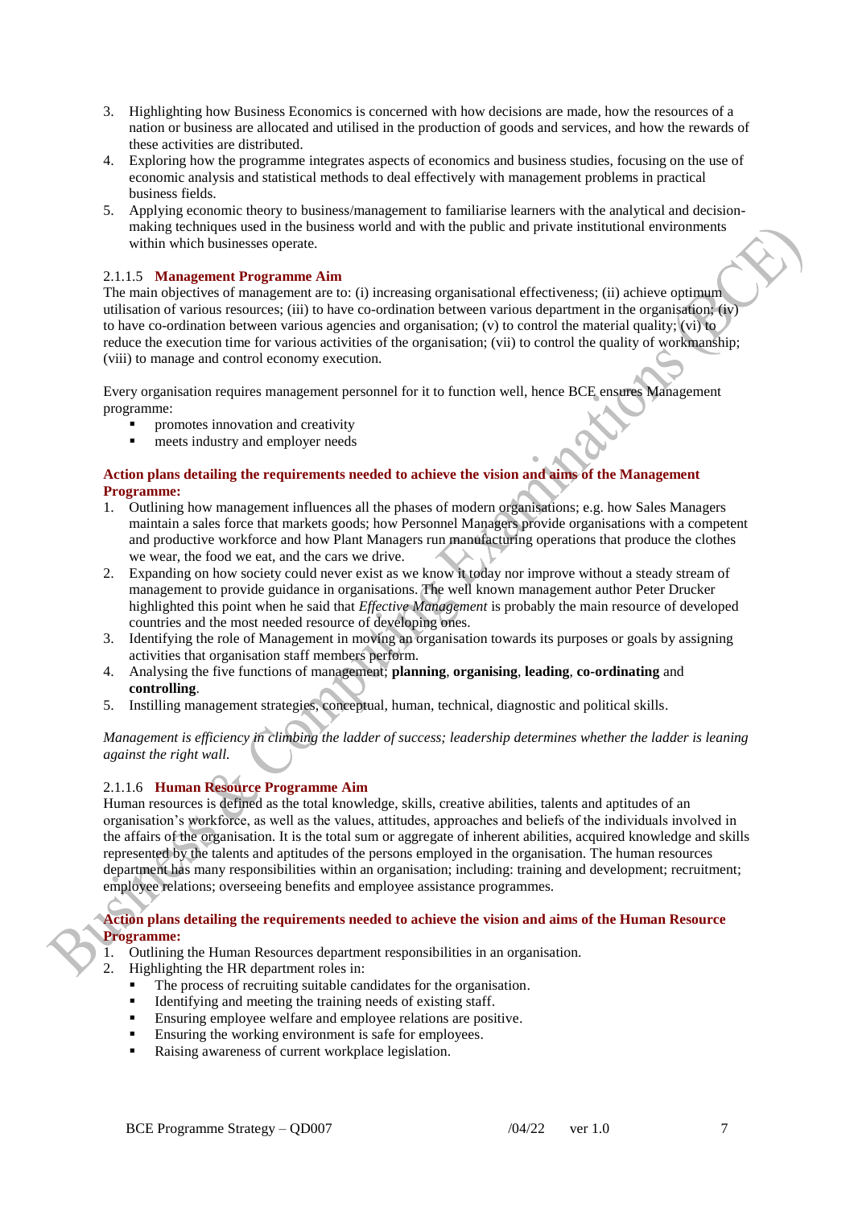3. Highlighting how Business Economics is concerned with how decisions are made, how the resources of a nation or business are allocated and utilised in the production of goods and services, and how the rewards of these activities are distributed.
4. Exploring how the programme integrates aspects of economics and business studies, focusing on the use of economic analysis and statistical methods to deal effectively with management problems in practical business fields.
5. Applying economic theory to business/management to familiarise learners with the analytical and decision-making techniques used in the business world and with the public and private institutional environments within which businesses operate.

### 2.1.1.5 Management Programme Aim

The main objectives of management are to: (i) increasing organisational effectiveness; (ii) achieve optimum utilisation of various resources; (iii) to have co-ordination between various department in the organisation; (iv) to have co-ordination between various agencies and organisation; (v) to control the material quality; (vi) to reduce the execution time for various activities of the organisation; (vii) to control the quality of workmanship; (viii) to manage and control economy execution.

Every organisation requires management personnel for it to function well, hence BCE ensures Management programme:

- promotes innovation and creativity
- meets industry and employer needs

**Action plans detailing the requirements needed to achieve the vision and aims of the Management Programme:**

1. Outlining how management influences all the phases of modern organisations; e.g. how Sales Managers maintain a sales force that markets goods; how Personnel Managers provide organisations with a competent and productive workforce and how Plant Managers run manufacturing operations that produce the clothes we wear, the food we eat, and the cars we drive.
2. Expanding on how society could never exist as we know it today nor improve without a steady stream of management to provide guidance in organisations. The well known management author Peter Drucker highlighted this point when he said that *Effective Management* is probably the main resource of developed countries and the most needed resource of developing ones.
3. Identifying the role of Management in moving an organisation towards its purposes or goals by assigning activities that organisation staff members perform.
4. Analysing the five functions of management; **planning**, **organising**, **leading**, **co-ordinating** and **controlling**.
5. Instilling management strategies, conceptual, human, technical, diagnostic and political skills.

*Management is efficiency in climbing the ladder of success; leadership determines whether the ladder is leaning against the right wall.*

### 2.1.1.6 Human Resource Programme Aim

Human resources is defined as the total knowledge, skills, creative abilities, talents and aptitudes of an organisation's workforce, as well as the values, attitudes, approaches and beliefs of the individuals involved in the affairs of the organisation. It is the total sum or aggregate of inherent abilities, acquired knowledge and skills represented by the talents and aptitudes of the persons employed in the organisation. The human resources department has many responsibilities within an organisation; including: training and development; recruitment; employee relations; overseeing benefits and employee assistance programmes.

**Action plans detailing the requirements needed to achieve the vision and aims of the Human Resource Programme:**

1. Outlining the Human Resources department responsibilities in an organisation.
2. Highlighting the HR department roles in:
   - The process of recruiting suitable candidates for the organisation.
   - Identifying and meeting the training needs of existing staff.
   - Ensuring employee welfare and employee relations are positive.
   - Ensuring the working environment is safe for employees.
   - Raising awareness of current workplace legislation.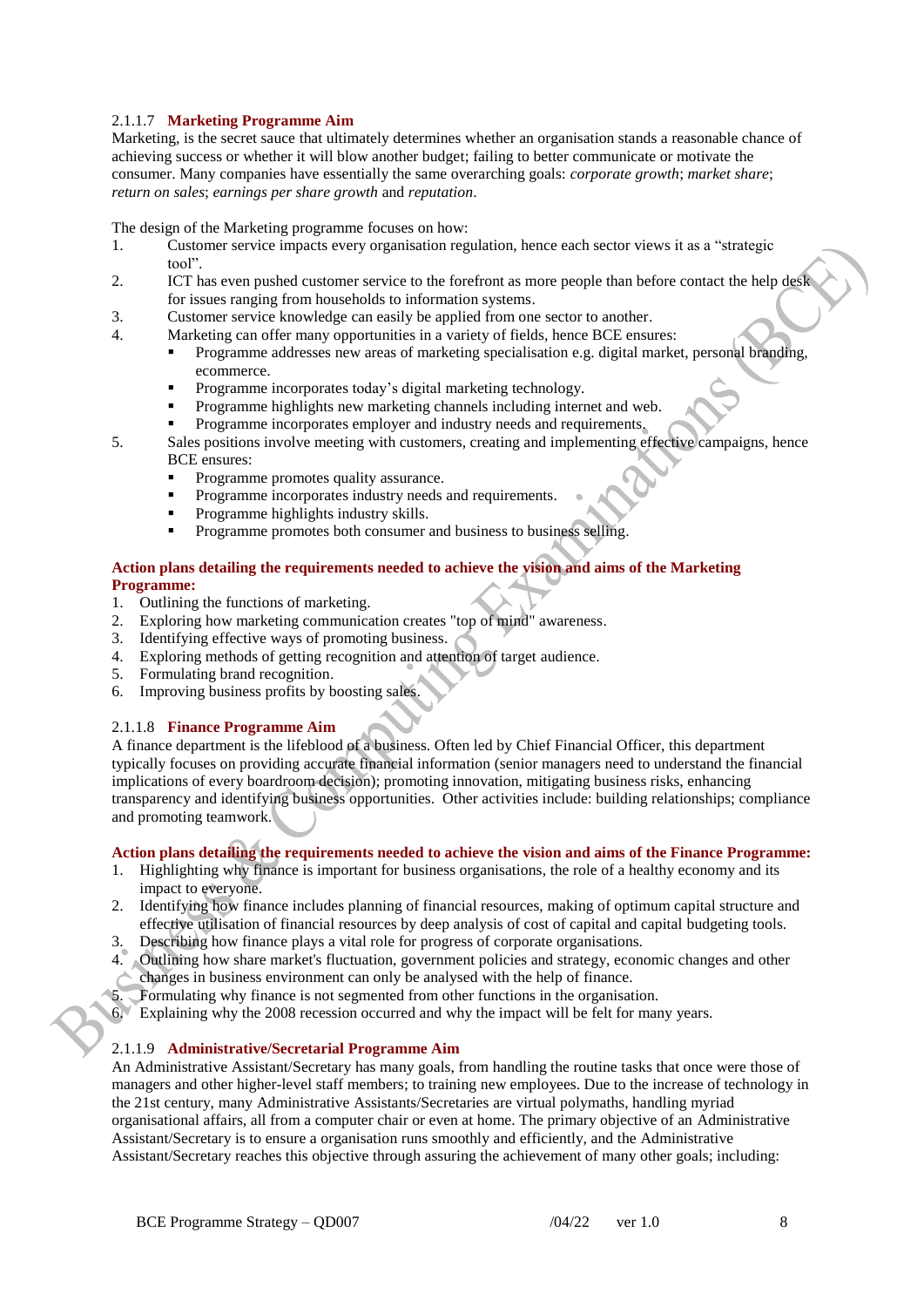### 2.1.1.7 **Marketing Programme Aim**

Marketing, is the secret sauce that ultimately determines whether an organisation stands a reasonable chance of achieving success or whether it will blow another budget; failing to better communicate or motivate the consumer. Many companies have essentially the same overarching goals: *corporate growth*; *market share*; *return on sales*; *earnings per share growth* and *reputation*.

The design of the Marketing programme focuses on how:

1. Customer service impacts every organisation regulation, hence each sector views it as a "strategic tool".
2. ICT has even pushed customer service to the forefront as more people than before contact the help desk for issues ranging from households to information systems.
3. Customer service knowledge can easily be applied from one sector to another.
4. Marketing can offer many opportunities in a variety of fields, hence BCE ensures:
   - Programme addresses new areas of marketing specialisation e.g. digital market, personal branding, ecommerce.
   - Programme incorporates today's digital marketing technology.
   - Programme highlights new marketing channels including internet and web.
   - Programme incorporates employer and industry needs and requirements.
5. Sales positions involve meeting with customers, creating and implementing effective campaigns, hence BCE ensures:
   - Programme promotes quality assurance.
   - Programme incorporates industry needs and requirements.
   - Programme highlights industry skills.
   - Programme promotes both consumer and business to business selling.

**Action plans detailing the requirements needed to achieve the vision and aims of the Marketing Programme:**

1. Outlining the functions of marketing.
2. Exploring how marketing communication creates "top of mind" awareness.
3. Identifying effective ways of promoting business.
4. Exploring methods of getting recognition and attention of target audience.
5. Formulating brand recognition.
6. Improving business profits by boosting sales.

### 2.1.1.8 **Finance Programme Aim**

A finance department is the lifeblood of a business. Often led by Chief Financial Officer, this department typically focuses on providing accurate financial information (senior managers need to understand the financial implications of every boardroom decision); promoting innovation, mitigating business risks, enhancing transparency and identifying business opportunities. Other activities include: building relationships; compliance and promoting teamwork.

**Action plans detailing the requirements needed to achieve the vision and aims of the Finance Programme:**

1. Highlighting why finance is important for business organisations, the role of a healthy economy and its impact to everyone.
2. Identifying how finance includes planning of financial resources, making of optimum capital structure and effective utilisation of financial resources by deep analysis of cost of capital and capital budgeting tools.
3. Describing how finance plays a vital role for progress of corporate organisations.
4. Outlining how share market's fluctuation, government policies and strategy, economic changes and other changes in business environment can only be analysed with the help of finance.
5. Formulating why finance is not segmented from other functions in the organisation.
6. Explaining why the 2008 recession occurred and why the impact will be felt for many years.

### 2.1.1.9 **Administrative/Secretarial Programme Aim**

An Administrative Assistant/Secretary has many goals, from handling the routine tasks that once were those of managers and other higher-level staff members; to training new employees. Due to the increase of technology in the 21st century, many Administrative Assistants/Secretaries are virtual polymaths, handling myriad organisational affairs, all from a computer chair or even at home. The primary objective of an Administrative Assistant/Secretary is to ensure a organisation runs smoothly and efficiently, and the Administrative Assistant/Secretary reaches this objective through assuring the achievement of many other goals; including: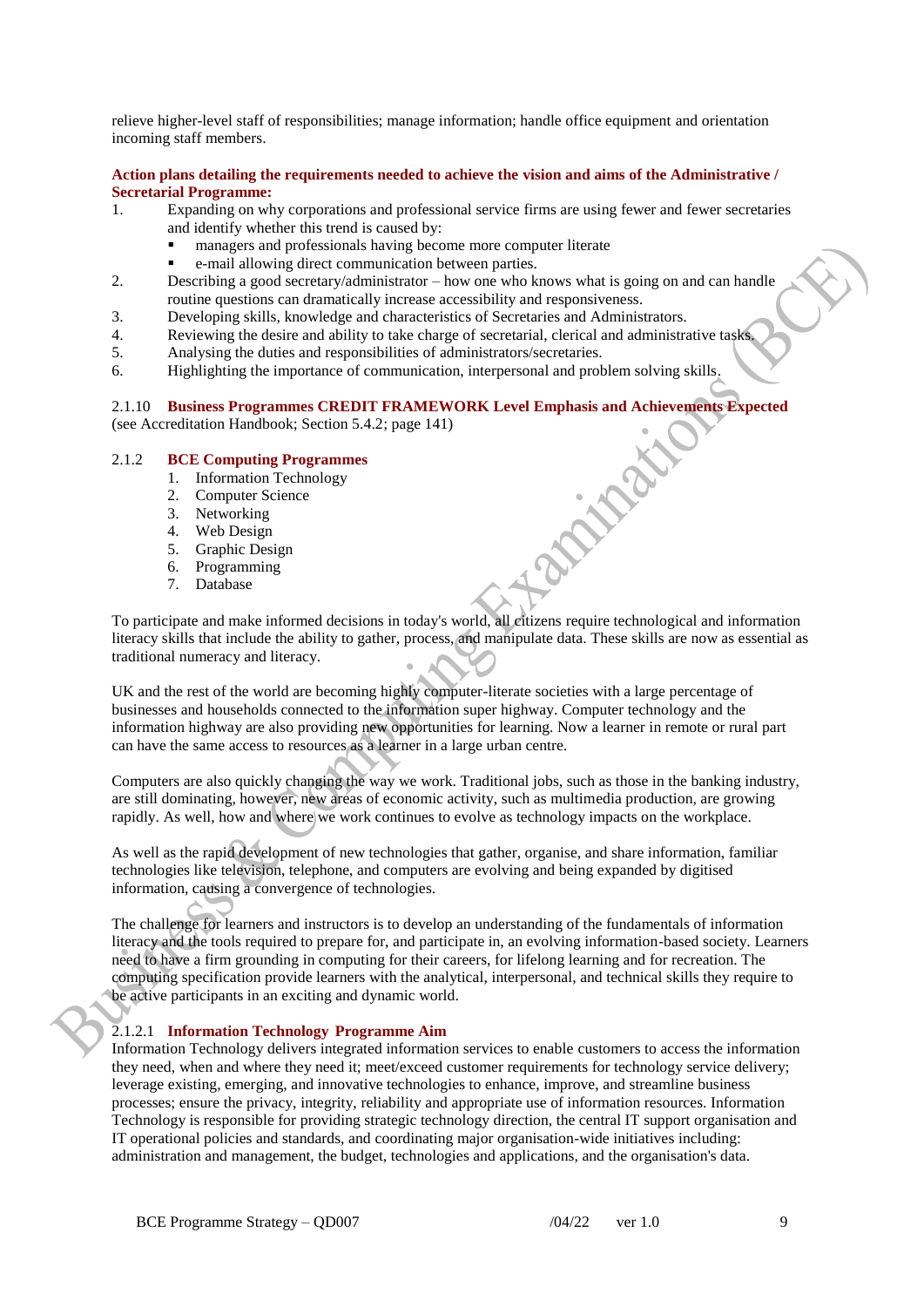relieve higher-level staff of responsibilities; manage information; handle office equipment and orientation incoming staff members.

**Action plans detailing the requirements needed to achieve the vision and aims of the Administrative / Secretarial Programme:**

1. Expanding on why corporations and professional service firms are using fewer and fewer secretaries and identify whether this trend is caused by:
   - managers and professionals having become more computer literate
   - e-mail allowing direct communication between parties.
2. Describing a good secretary/administrator – how one who knows what is going on and can handle routine questions can dramatically increase accessibility and responsiveness.
3. Developing skills, knowledge and characteristics of Secretaries and Administrators.
4. Reviewing the desire and ability to take charge of secretarial, clerical and administrative tasks.
5. Analysing the duties and responsibilities of administrators/secretaries.
6. Highlighting the importance of communication, interpersonal and problem solving skills.

### 2.1.10 Business Programmes CREDIT FRAMEWORK Level Emphasis and Achievements Expected

(see Accreditation Handbook; Section 5.4.2; page 141)

### 2.1.2 BCE Computing Programmes

1. Information Technology
2. Computer Science
3. Networking
4. Web Design
5. Graphic Design
6. Programming
7. Database

To participate and make informed decisions in today's world, all citizens require technological and information literacy skills that include the ability to gather, process, and manipulate data. These skills are now as essential as traditional numeracy and literacy.

UK and the rest of the world are becoming highly computer-literate societies with a large percentage of businesses and households connected to the information super highway. Computer technology and the information highway are also providing new opportunities for learning. Now a learner in remote or rural part can have the same access to resources as a learner in a large urban centre.

Computers are also quickly changing the way we work. Traditional jobs, such as those in the banking industry, are still dominating, however, new areas of economic activity, such as multimedia production, are growing rapidly. As well, how and where we work continues to evolve as technology impacts on the workplace.

As well as the rapid development of new technologies that gather, organise, and share information, familiar technologies like television, telephone, and computers are evolving and being expanded by digitised information, causing a convergence of technologies.

The challenge for learners and instructors is to develop an understanding of the fundamentals of information literacy and the tools required to prepare for, and participate in, an evolving information-based society. Learners need to have a firm grounding in computing for their careers, for lifelong learning and for recreation. The computing specification provide learners with the analytical, interpersonal, and technical skills they require to be active participants in an exciting and dynamic world.

#### 2.1.2.1 Information Technology Programme Aim

Information Technology delivers integrated information services to enable customers to access the information they need, when and where they need it; meet/exceed customer requirements for technology service delivery; leverage existing, emerging, and innovative technologies to enhance, improve, and streamline business processes; ensure the privacy, integrity, reliability and appropriate use of information resources. Information Technology is responsible for providing strategic technology direction, the central IT support organisation and IT operational policies and standards, and coordinating major organisation-wide initiatives including: administration and management, the budget, technologies and applications, and the organisation's data.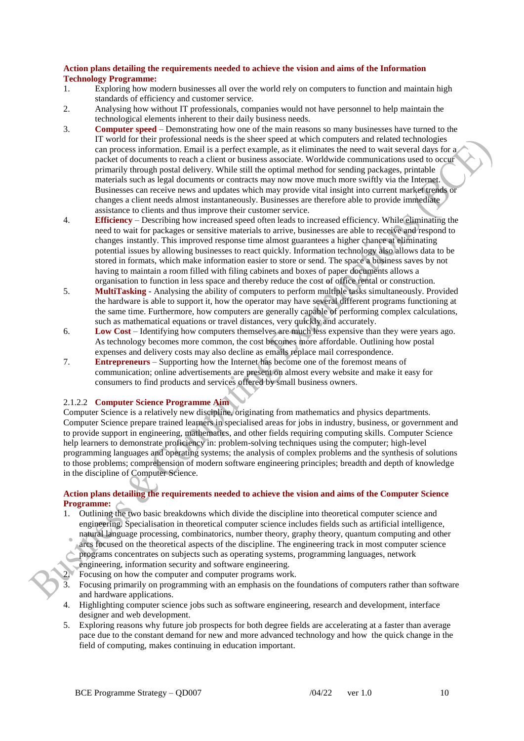**Action plans detailing the requirements needed to achieve the vision and aims of the Information Technology Programme:**

1. Exploring how modern businesses all over the world rely on computers to function and maintain high standards of efficiency and customer service.
2. Analysing how without IT professionals, companies would not have personnel to help maintain the technological elements inherent to their daily business needs.
3. **Computer speed** – Demonstrating how one of the main reasons so many businesses have turned to the IT world for their professional needs is the sheer speed at which computers and related technologies can process information. Email is a perfect example, as it eliminates the need to wait several days for a packet of documents to reach a client or business associate. Worldwide communications used to occur primarily through postal delivery. While still the optimal method for sending packages, printable materials such as legal documents or contracts may now move much more swiftly via the Internet. Businesses can receive news and updates which may provide vital insight into current market trends or changes a client needs almost instantaneously. Businesses are therefore able to provide immediate assistance to clients and thus improve their customer service.
4. **Efficiency** – Describing how increased speed often leads to increased efficiency. While eliminating the need to wait for packages or sensitive materials to arrive, businesses are able to receive and respond to changes instantly. This improved response time almost guarantees a higher chance at eliminating potential issues by allowing businesses to react quickly. Information technology also allows data to be stored in formats, which make information easier to store or send. The space a business saves by not having to maintain a room filled with filing cabinets and boxes of paper documents allows a organisation to function in less space and thereby reduce the cost of office rental or construction.
5. **MultiTasking** - Analysing the ability of computers to perform multiple tasks simultaneously. Provided the hardware is able to support it, how the operator may have several different programs functioning at the same time. Furthermore, how computers are generally capable of performing complex calculations, such as mathematical equations or travel distances, very quickly and accurately.
6. **Low Cost** – Identifying how computers themselves are much less expensive than they were years ago. As technology becomes more common, the cost becomes more affordable. Outlining how postal expenses and delivery costs may also decline as emails replace mail correspondence.
7. **Entrepreneurs** – Supporting how the Internet has become one of the foremost means of communication; online advertisements are present on almost every website and make it easy for consumers to find products and services offered by small business owners.

### 2.1.2.2 Computer Science Programme Aim

Computer Science is a relatively new discipline, originating from mathematics and physics departments. Computer Science prepare trained learners in specialised areas for jobs in industry, business, or government and to provide support in engineering, mathematics, and other fields requiring computing skills. Computer Science help learners to demonstrate proficiency in: problem-solving techniques using the computer; high-level programming languages and operating systems; the analysis of complex problems and the synthesis of solutions to those problems; comprehension of modern software engineering principles; breadth and depth of knowledge in the discipline of Computer Science.

**Action plans detailing the requirements needed to achieve the vision and aims of the Computer Science Programme:**

1. Outlining the two basic breakdowns which divide the discipline into theoretical computer science and engineering. Specialisation in theoretical computer science includes fields such as artificial intelligence, natural language processing, combinatorics, number theory, graphy theory, quantum computing and other arcs focused on the theoretical aspects of the discipline. The engineering track in most computer science programs concentrates on subjects such as operating systems, programming languages, network engineering, information security and software engineering.
2. Focusing on how the computer and computer programs work.
3. Focusing primarily on programming with an emphasis on the foundations of computers rather than software and hardware applications.
4. Highlighting computer science jobs such as software engineering, research and development, interface designer and web development.
5. Exploring reasons why future job prospects for both degree fields are accelerating at a faster than average pace due to the constant demand for new and more advanced technology and how the quick change in the field of computing, makes continuing in education important.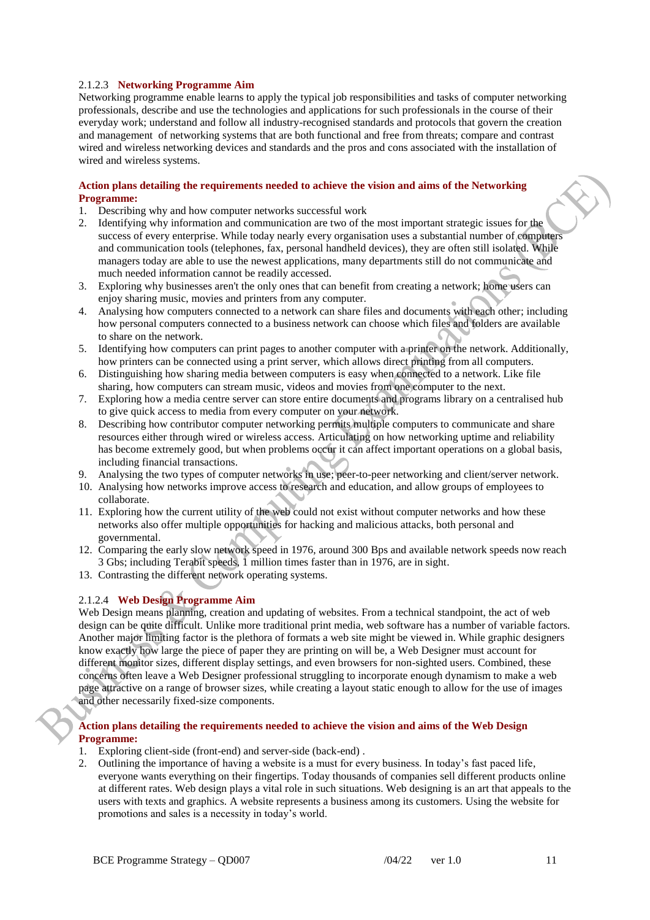#### 2.1.2.3 Networking Programme Aim

Networking programme enable learns to apply the typical job responsibilities and tasks of computer networking professionals, describe and use the technologies and applications for such professionals in the course of their everyday work; understand and follow all industry-recognised standards and protocols that govern the creation and management of networking systems that are both functional and free from threats; compare and contrast wired and wireless networking devices and standards and the pros and cons associated with the installation of wired and wireless systems.

**Action plans detailing the requirements needed to achieve the vision and aims of the Networking Programme:**

1. Describing why and how computer networks successful work
2. Identifying why information and communication are two of the most important strategic issues for the success of every enterprise. While today nearly every organisation uses a substantial number of computers and communication tools (telephones, fax, personal handheld devices), they are often still isolated. While managers today are able to use the newest applications, many departments still do not communicate and much needed information cannot be readily accessed.
3. Exploring why businesses aren't the only ones that can benefit from creating a network; home users can enjoy sharing music, movies and printers from any computer.
4. Analysing how computers connected to a network can share files and documents with each other; including how personal computers connected to a business network can choose which files and folders are available to share on the network.
5. Identifying how computers can print pages to another computer with a printer on the network. Additionally, how printers can be connected using a print server, which allows direct printing from all computers.
6. Distinguishing how sharing media between computers is easy when connected to a network. Like file sharing, how computers can stream music, videos and movies from one computer to the next.
7. Exploring how a media centre server can store entire documents and programs library on a centralised hub to give quick access to media from every computer on your network.
8. Describing how contributor computer networking permits multiple computers to communicate and share resources either through wired or wireless access. Articulating on how networking uptime and reliability has become extremely good, but when problems occur it can affect important operations on a global basis, including financial transactions.
9. Analysing the two types of computer networks in use; peer-to-peer networking and client/server network.
10. Analysing how networks improve access to research and education, and allow groups of employees to collaborate.
11. Exploring how the current utility of the web could not exist without computer networks and how these networks also offer multiple opportunities for hacking and malicious attacks, both personal and governmental.
12. Comparing the early slow network speed in 1976, around 300 Bps and available network speeds now reach 3 Gbs; including Terabit speeds, 1 million times faster than in 1976, are in sight.
13. Contrasting the different network operating systems.

#### 2.1.2.4 Web Design Programme Aim

Web Design means planning, creation and updating of websites. From a technical standpoint, the act of web design can be quite difficult. Unlike more traditional print media, web software has a number of variable factors. Another major limiting factor is the plethora of formats a web site might be viewed in. While graphic designers know exactly how large the piece of paper they are printing on will be, a Web Designer must account for different monitor sizes, different display settings, and even browsers for non-sighted users. Combined, these concerns often leave a Web Designer professional struggling to incorporate enough dynamism to make a web page attractive on a range of browser sizes, while creating a layout static enough to allow for the use of images and other necessarily fixed-size components.

**Action plans detailing the requirements needed to achieve the vision and aims of the Web Design Programme:**

1. Exploring client-side (front-end) and server-side (back-end) .
2. Outlining the importance of having a website is a must for every business. In today's fast paced life, everyone wants everything on their fingertips. Today thousands of companies sell different products online at different rates. Web design plays a vital role in such situations. Web designing is an art that appeals to the users with texts and graphics. A website represents a business among its customers. Using the website for promotions and sales is a necessity in today's world.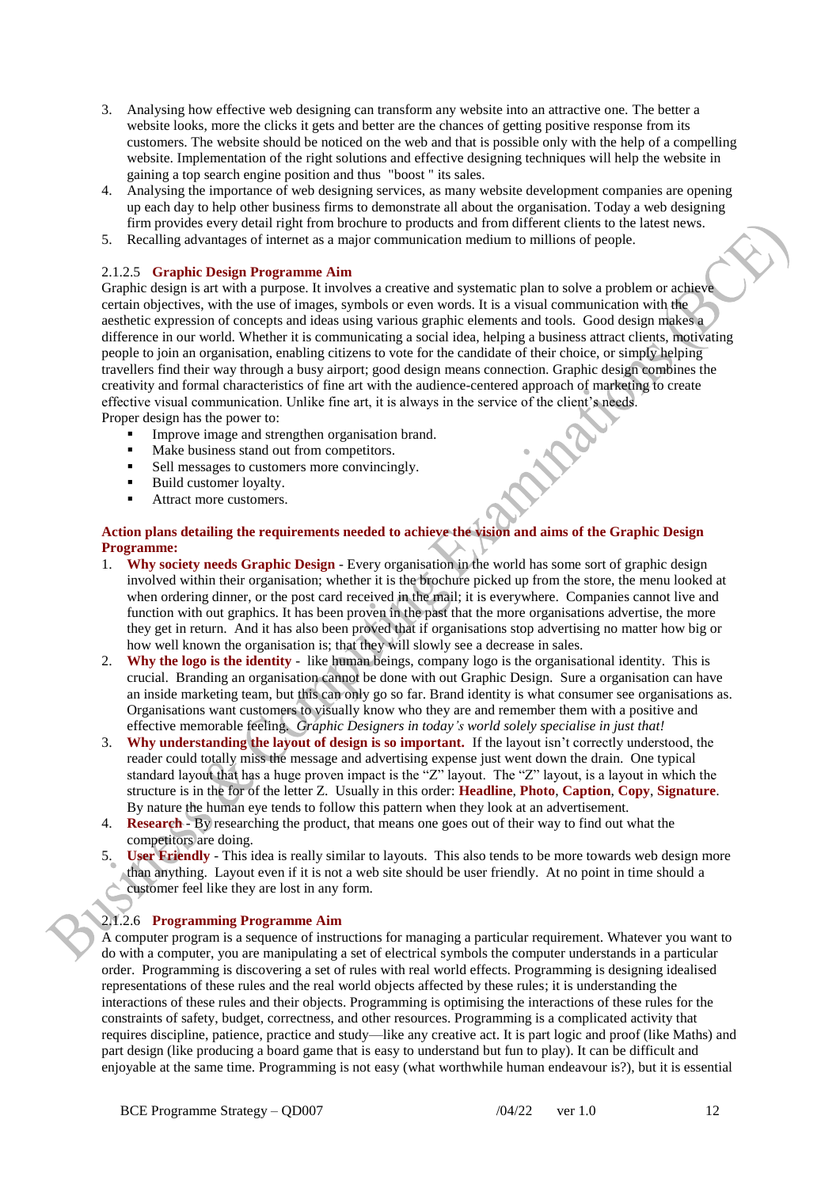3. Analysing how effective web designing can transform any website into an attractive one. The better a website looks, more the clicks it gets and better are the chances of getting positive response from its customers. The website should be noticed on the web and that is possible only with the help of a compelling website. Implementation of the right solutions and effective designing techniques will help the website in gaining a top search engine position and thus "boost " its sales.
4. Analysing the importance of web designing services, as many website development companies are opening up each day to help other business firms to demonstrate all about the organisation. Today a web designing firm provides every detail right from brochure to products and from different clients to the latest news.
5. Recalling advantages of internet as a major communication medium to millions of people.

### 2.1.2.5 **Graphic Design Programme Aim**

Graphic design is art with a purpose. It involves a creative and systematic plan to solve a problem or achieve certain objectives, with the use of images, symbols or even words. It is a visual communication with the aesthetic expression of concepts and ideas using various graphic elements and tools. Good design makes a difference in our world. Whether it is communicating a social idea, helping a business attract clients, motivating people to join an organisation, enabling citizens to vote for the candidate of their choice, or simply helping travellers find their way through a busy airport; good design means connection. Graphic design combines the creativity and formal characteristics of fine art with the audience-centered approach of marketing to create effective visual communication. Unlike fine art, it is always in the service of the client's needs.
Proper design has the power to:

- Improve image and strengthen organisation brand.
- Make business stand out from competitors.
- Sell messages to customers more convincingly.
- Build customer loyalty.
- Attract more customers.

**Action plans detailing the requirements needed to achieve the vision and aims of the Graphic Design Programme:**

1. **Why society needs Graphic Design** - Every organisation in the world has some sort of graphic design involved within their organisation; whether it is the brochure picked up from the store, the menu looked at when ordering dinner, or the post card received in the mail; it is everywhere. Companies cannot live and function with out graphics. It has been proven in the past that the more organisations advertise, the more they get in return. And it has also been proved that if organisations stop advertising no matter how big or how well known the organisation is; that they will slowly see a decrease in sales.
2. **Why the logo is the identity** - like human beings, company logo is the organisational identity. This is crucial. Branding an organisation cannot be done with out Graphic Design. Sure a organisation can have an inside marketing team, but this can only go so far. Brand identity is what consumer see organisations as. Organisations want customers to visually know who they are and remember them with a positive and effective memorable feeling. *Graphic Designers in today's world solely specialise in just that!*
3. **Why understanding the layout of design is so important.** If the layout isn't correctly understood, the reader could totally miss the message and advertising expense just went down the drain. One typical standard layout that has a huge proven impact is the "Z" layout. The "Z" layout, is a layout in which the structure is in the for of the letter Z. Usually in this order: **Headline**, **Photo**, **Caption**, **Copy**, **Signature**. By nature the human eye tends to follow this pattern when they look at an advertisement.
4. **Research** - By researching the product, that means one goes out of their way to find out what the competitors are doing.
5. **User Friendly** - This idea is really similar to layouts. This also tends to be more towards web design more than anything. Layout even if it is not a web site should be user friendly. At no point in time should a customer feel like they are lost in any form.

### 2.1.2.6 **Programming Programme Aim**

A computer program is a sequence of instructions for managing a particular requirement. Whatever you want to do with a computer, you are manipulating a set of electrical symbols the computer understands in a particular order. Programming is discovering a set of rules with real world effects. Programming is designing idealised representations of these rules and the real world objects affected by these rules; it is understanding the interactions of these rules and their objects. Programming is optimising the interactions of these rules for the constraints of safety, budget, correctness, and other resources. Programming is a complicated activity that requires discipline, patience, practice and study—like any creative act. It is part logic and proof (like Maths) and part design (like producing a board game that is easy to understand but fun to play). It can be difficult and enjoyable at the same time. Programming is not easy (what worthwhile human endeavour is?), but it is essential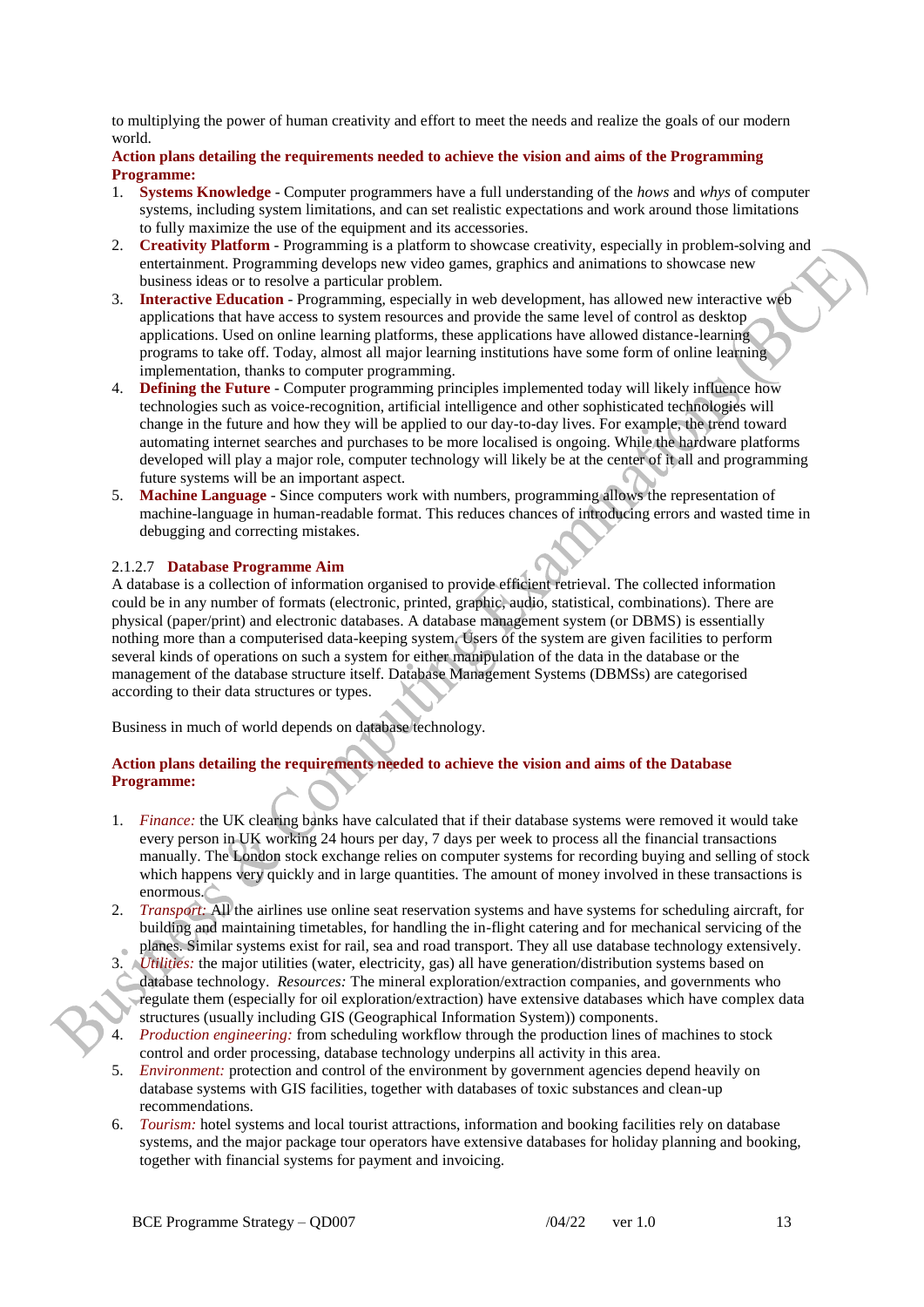to multiplying the power of human creativity and effort to meet the needs and realize the goals of our modern world.

**Action plans detailing the requirements needed to achieve the vision and aims of the Programming Programme:**

1. **Systems Knowledge** - Computer programmers have a full understanding of the *hows* and *whys* of computer systems, including system limitations, and can set realistic expectations and work around those limitations to fully maximize the use of the equipment and its accessories.
2. **Creativity Platform** - Programming is a platform to showcase creativity, especially in problem-solving and entertainment. Programming develops new video games, graphics and animations to showcase new business ideas or to resolve a particular problem.
3. **Interactive Education** - Programming, especially in web development, has allowed new interactive web applications that have access to system resources and provide the same level of control as desktop applications. Used on online learning platforms, these applications have allowed distance-learning programs to take off. Today, almost all major learning institutions have some form of online learning implementation, thanks to computer programming.
4. **Defining the Future** - Computer programming principles implemented today will likely influence how technologies such as voice-recognition, artificial intelligence and other sophisticated technologies will change in the future and how they will be applied to our day-to-day lives. For example, the trend toward automating internet searches and purchases to be more localised is ongoing. While the hardware platforms developed will play a major role, computer technology will likely be at the center of it all and programming future systems will be an important aspect.
5. **Machine Language** - Since computers work with numbers, programming allows the representation of machine-language in human-readable format. This reduces chances of introducing errors and wasted time in debugging and correcting mistakes.

### 2.1.2.7 Database Programme Aim

A database is a collection of information organised to provide efficient retrieval. The collected information could be in any number of formats (electronic, printed, graphic, audio, statistical, combinations). There are physical (paper/print) and electronic databases. A database management system (or DBMS) is essentially nothing more than a computerised data-keeping system. Users of the system are given facilities to perform several kinds of operations on such a system for either manipulation of the data in the database or the management of the database structure itself. Database Management Systems (DBMSs) are categorised according to their data structures or types.

Business in much of world depends on database technology.

**Action plans detailing the requirements needed to achieve the vision and aims of the Database Programme:**

1. *Finance:* the UK clearing banks have calculated that if their database systems were removed it would take every person in UK working 24 hours per day, 7 days per week to process all the financial transactions manually. The London stock exchange relies on computer systems for recording buying and selling of stock which happens very quickly and in large quantities. The amount of money involved in these transactions is enormous.
2. *Transport:* All the airlines use online seat reservation systems and have systems for scheduling aircraft, for building and maintaining timetables, for handling the in-flight catering and for mechanical servicing of the planes. Similar systems exist for rail, sea and road transport. They all use database technology extensively.
3. *Utilities:* the major utilities (water, electricity, gas) all have generation/distribution systems based on database technology. *Resources:* The mineral exploration/extraction companies, and governments who regulate them (especially for oil exploration/extraction) have extensive databases which have complex data structures (usually including GIS (Geographical Information System)) components.
4. *Production engineering:* from scheduling workflow through the production lines of machines to stock control and order processing, database technology underpins all activity in this area.
5. *Environment:* protection and control of the environment by government agencies depend heavily on database systems with GIS facilities, together with databases of toxic substances and clean-up recommendations.
6. *Tourism:* hotel systems and local tourist attractions, information and booking facilities rely on database systems, and the major package tour operators have extensive databases for holiday planning and booking, together with financial systems for payment and invoicing.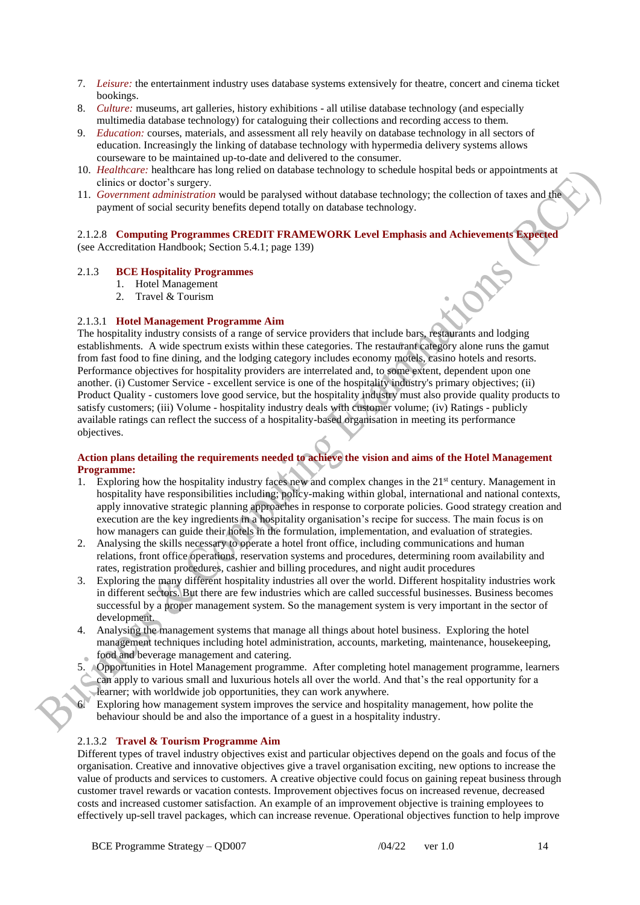7. *Leisure:* the entertainment industry uses database systems extensively for theatre, concert and cinema ticket bookings.
8. *Culture:* museums, art galleries, history exhibitions - all utilise database technology (and especially multimedia database technology) for cataloguing their collections and recording access to them.
9. *Education:* courses, materials, and assessment all rely heavily on database technology in all sectors of education. Increasingly the linking of database technology with hypermedia delivery systems allows courseware to be maintained up-to-date and delivered to the consumer.
10. *Healthcare:* healthcare has long relied on database technology to schedule hospital beds or appointments at clinics or doctor's surgery.
11. *Government administration* would be paralysed without database technology; the collection of taxes and the payment of social security benefits depend totally on database technology.

#### 2.1.2.8 Computing Programmes CREDIT FRAMEWORK Level Emphasis and Achievements Expected

(see Accreditation Handbook; Section 5.4.1; page 139)

### 2.1.3 BCE Hospitality Programmes

1. Hotel Management
2. Travel & Tourism

#### 2.1.3.1 Hotel Management Programme Aim

The hospitality industry consists of a range of service providers that include bars, restaurants and lodging establishments. A wide spectrum exists within these categories. The restaurant category alone runs the gamut from fast food to fine dining, and the lodging category includes economy motels, casino hotels and resorts. Performance objectives for hospitality providers are interrelated and, to some extent, dependent upon one another. (i) Customer Service - excellent service is one of the hospitality industry's primary objectives; (ii) Product Quality - customers love good service, but the hospitality industry must also provide quality products to satisfy customers; (iii) Volume - hospitality industry deals with customer volume; (iv) Ratings - publicly available ratings can reflect the success of a hospitality-based organisation in meeting its performance objectives.

**Action plans detailing the requirements needed to achieve the vision and aims of the Hotel Management Programme:**

1. Exploring how the hospitality industry faces new and complex changes in the 21st century. Management in hospitality have responsibilities including; policy-making within global, international and national contexts, apply innovative strategic planning approaches in response to corporate policies. Good strategy creation and execution are the key ingredients in a hospitality organisation's recipe for success. The main focus is on how managers can guide their hotels in the formulation, implementation, and evaluation of strategies.
2. Analysing the skills necessary to operate a hotel front office, including communications and human relations, front office operations, reservation systems and procedures, determining room availability and rates, registration procedures, cashier and billing procedures, and night audit procedures
3. Exploring the many different hospitality industries all over the world. Different hospitality industries work in different sectors. But there are few industries which are called successful businesses. Business becomes successful by a proper management system. So the management system is very important in the sector of development.
4. Analysing the management systems that manage all things about hotel business. Exploring the hotel management techniques including hotel administration, accounts, marketing, maintenance, housekeeping, food and beverage management and catering.
5. Opportunities in Hotel Management programme. After completing hotel management programme, learners can apply to various small and luxurious hotels all over the world. And that's the real opportunity for a learner; with worldwide job opportunities, they can work anywhere.
6. Exploring how management system improves the service and hospitality management, how polite the behaviour should be and also the importance of a guest in a hospitality industry.

#### 2.1.3.2 Travel & Tourism Programme Aim

Different types of travel industry objectives exist and particular objectives depend on the goals and focus of the organisation. Creative and innovative objectives give a travel organisation exciting, new options to increase the value of products and services to customers. A creative objective could focus on gaining repeat business through customer travel rewards or vacation contests. Improvement objectives focus on increased revenue, decreased costs and increased customer satisfaction. An example of an improvement objective is training employees to effectively up-sell travel packages, which can increase revenue. Operational objectives function to help improve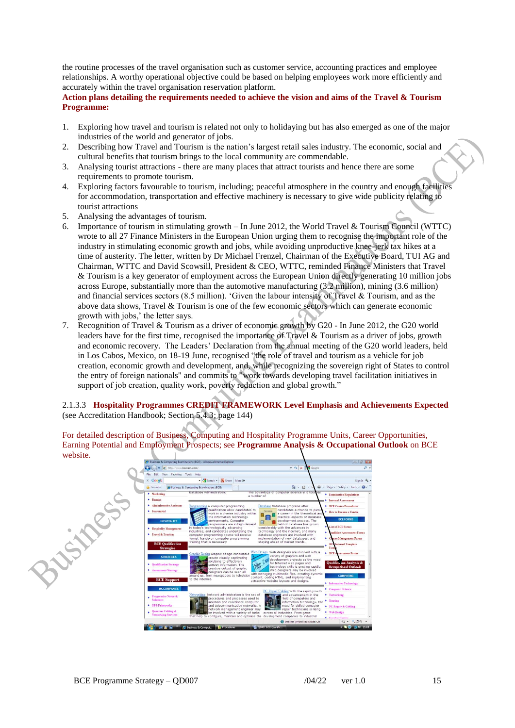the routine processes of the travel organisation such as customer service, accounting practices and employee relationships. A worthy operational objective could be based on helping employees work more efficiently and accurately within the travel organisation reservation platform.

**Action plans detailing the requirements needed to achieve the vision and aims of the Travel & Tourism Programme:**

1. Exploring how travel and tourism is related not only to holidaying but has also emerged as one of the major industries of the world and generator of jobs.
2. Describing how Travel and Tourism is the nation's largest retail sales industry. The economic, social and cultural benefits that tourism brings to the local community are commendable.
3. Analysing tourist attractions - there are many places that attract tourists and hence there are some requirements to promote tourism.
4. Exploring factors favourable to tourism, including; peaceful atmosphere in the country and enough facilities for accommodation, transportation and effective machinery is necessary to give wide publicity relating to tourist attractions
5. Analysing the advantages of tourism.
6. Importance of tourism in stimulating growth – In June 2012, the World Travel & Tourism Council (WTTC) wrote to all 27 Finance Ministers in the European Union urging them to recognise the important role of the industry in stimulating economic growth and jobs, while avoiding unproductive knee-jerk tax hikes at a time of austerity. The letter, written by Dr Michael Frenzel, Chairman of the Executive Board, TUI AG and Chairman, WTTC and David Scowsill, President & CEO, WTTC, reminded Finance Ministers that Travel & Tourism is a key generator of employment across the European Union directly generating 10 million jobs across Europe, substantially more than the automotive manufacturing (3.2 million), mining (3.6 million) and financial services sectors (8.5 million). 'Given the labour intensity of Travel & Tourism, and as the above data shows, Travel & Tourism is one of the few economic sectors which can generate economic growth with jobs,' the letter says.
7. Recognition of Travel & Tourism as a driver of economic growth by G20 - In June 2012, the G20 world leaders have for the first time, recognised the importance of Travel & Tourism as a driver of jobs, growth and economic recovery. The Leaders' Declaration from the annual meeting of the G20 world leaders, held in Los Cabos, Mexico, on 18-19 June, recognised "the role of travel and tourism as a vehicle for job creation, economic growth and development, and, while recognizing the sovereign right of States to control the entry of foreign nationals" and commits to "work towards developing travel facilitation initiatives in support of job creation, quality work, poverty reduction and global growth."

2.1.3.3 **Hospitality Programmes CREDIT FRAMEWORK Level Emphasis and Achievements Expected**
(see Accreditation Handbook; Section 5.4.3; page 144)

For detailed description of Business, Computing and Hospitality Programme Units, Career Opportunities, Earning Potential and Employment Prospects; see **Programme Analysis & Occupational Outlook** on BCE website.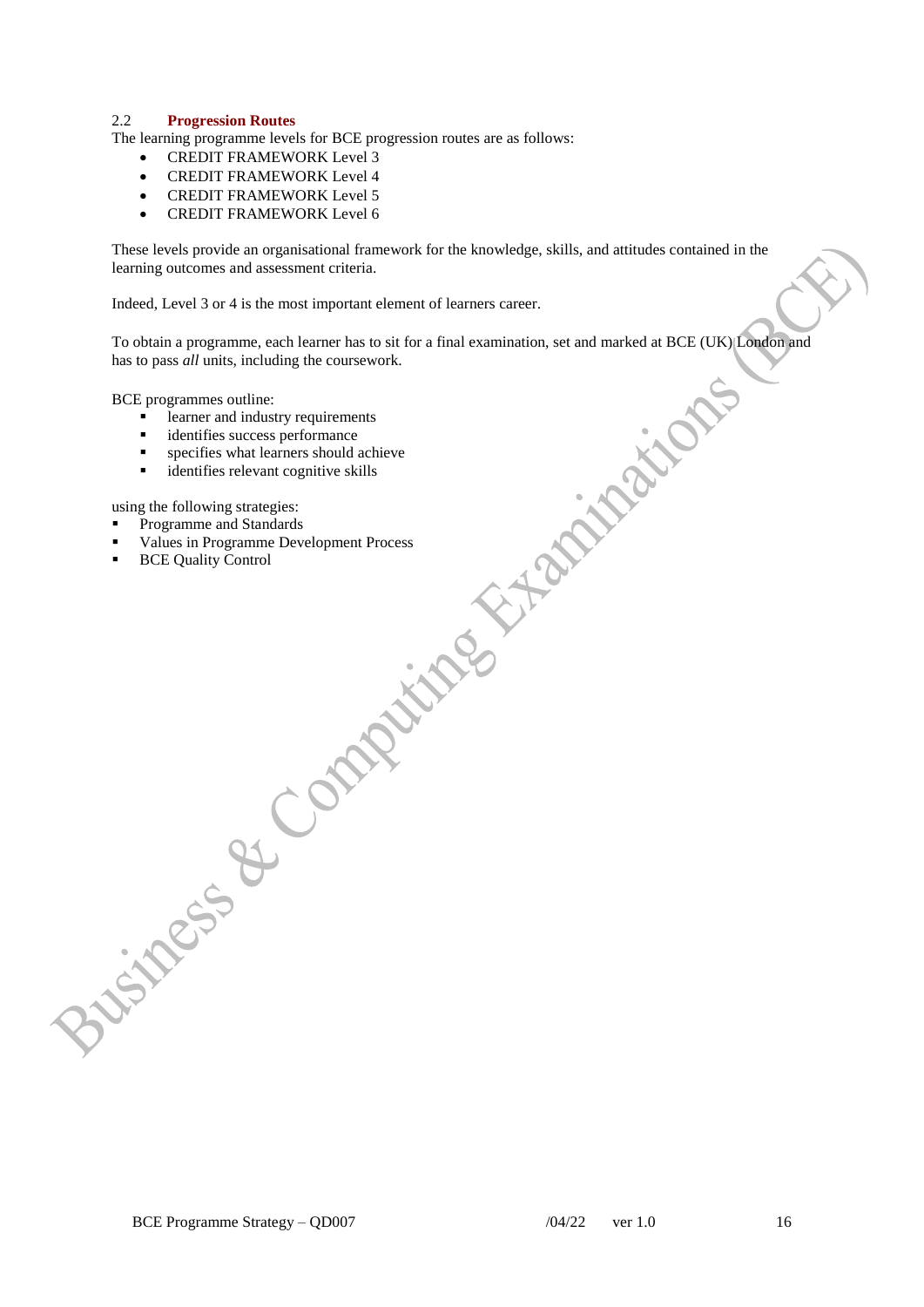## 2.2 Progression Routes

The learning programme levels for BCE progression routes are as follows:

- CREDIT FRAMEWORK Level 3
- CREDIT FRAMEWORK Level 4
- CREDIT FRAMEWORK Level 5
- CREDIT FRAMEWORK Level 6

These levels provide an organisational framework for the knowledge, skills, and attitudes contained in the learning outcomes and assessment criteria.

Indeed, Level 3 or 4 is the most important element of learners career.

To obtain a programme, each learner has to sit for a final examination, set and marked at BCE (UK) London and has to pass *all* units, including the coursework.

BCE programmes outline:

- learner and industry requirements
- identifies success performance
- specifies what learners should achieve
- identifies relevant cognitive skills

using the following strategies:

- Programme and Standards
- Values in Programme Development Process
- BCE Quality Control